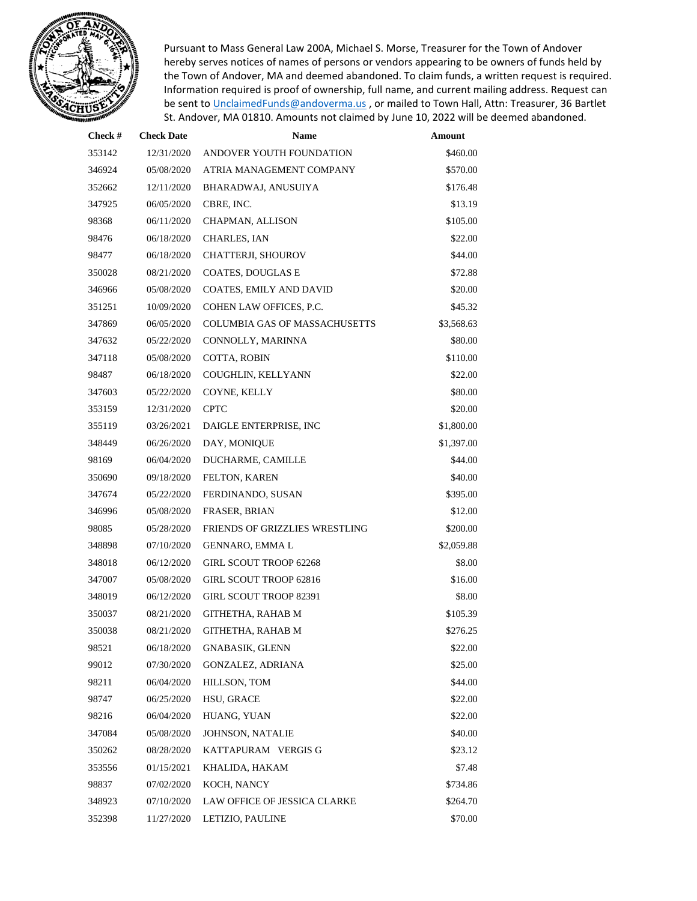Pursuant to Mass General Law 200A, Michael S. Morse, Treasurer for the Town of Andover hereby serves notices of names of persons or vendors appearing to be owners of funds held by the Town of Andover, MA and deemed abandoned. To claim funds, a written request is required. Information required is proof of ownership, full name, and current mailing address. Request can be sent to UnclaimedFunds@andoverma.us , or mailed to Town Hall, Attn: Treasurer, 36 Bartlet St. Andover, MA 01810. Amounts not claimed by June 10, 2022 will be deemed abandoned.

| Check # | Check Date | Name | Amount |
|---|---|---|---|
| 353142 | 12/31/2020 | ANDOVER YOUTH FOUNDATION | $460.00 |
| 346924 | 05/08/2020 | ATRIA MANAGEMENT COMPANY | $570.00 |
| 352662 | 12/11/2020 | BHARADWAJ, ANUSUIYA | $176.48 |
| 347925 | 06/05/2020 | CBRE, INC. | $13.19 |
| 98368 | 06/11/2020 | CHAPMAN, ALLISON | $105.00 |
| 98476 | 06/18/2020 | CHARLES, IAN | $22.00 |
| 98477 | 06/18/2020 | CHATTERJI, SHOUROV | $44.00 |
| 350028 | 08/21/2020 | COATES, DOUGLAS E | $72.88 |
| 346966 | 05/08/2020 | COATES, EMILY AND DAVID | $20.00 |
| 351251 | 10/09/2020 | COHEN LAW OFFICES, P.C. | $45.32 |
| 347869 | 06/05/2020 | COLUMBIA GAS OF MASSACHUSETTS | $3,568.63 |
| 347632 | 05/22/2020 | CONNOLLY, MARINNA | $80.00 |
| 347118 | 05/08/2020 | COTTA, ROBIN | $110.00 |
| 98487 | 06/18/2020 | COUGHLIN, KELLYANN | $22.00 |
| 347603 | 05/22/2020 | COYNE, KELLY | $80.00 |
| 353159 | 12/31/2020 | CPTC | $20.00 |
| 355119 | 03/26/2021 | DAIGLE ENTERPRISE, INC | $1,800.00 |
| 348449 | 06/26/2020 | DAY, MONIQUE | $1,397.00 |
| 98169 | 06/04/2020 | DUCHARME, CAMILLE | $44.00 |
| 350690 | 09/18/2020 | FELTON, KAREN | $40.00 |
| 347674 | 05/22/2020 | FERDINANDO, SUSAN | $395.00 |
| 346996 | 05/08/2020 | FRASER, BRIAN | $12.00 |
| 98085 | 05/28/2020 | FRIENDS OF GRIZZLIES WRESTLING | $200.00 |
| 348898 | 07/10/2020 | GENNARO, EMMA L | $2,059.88 |
| 348018 | 06/12/2020 | GIRL SCOUT TROOP 62268 | $8.00 |
| 347007 | 05/08/2020 | GIRL SCOUT TROOP 62816 | $16.00 |
| 348019 | 06/12/2020 | GIRL SCOUT TROOP 82391 | $8.00 |
| 350037 | 08/21/2020 | GITHETHA, RAHAB M | $105.39 |
| 350038 | 08/21/2020 | GITHETHA, RAHAB M | $276.25 |
| 98521 | 06/18/2020 | GNABASIK, GLENN | $22.00 |
| 99012 | 07/30/2020 | GONZALEZ, ADRIANA | $25.00 |
| 98211 | 06/04/2020 | HILLSON, TOM | $44.00 |
| 98747 | 06/25/2020 | HSU, GRACE | $22.00 |
| 98216 | 06/04/2020 | HUANG, YUAN | $22.00 |
| 347084 | 05/08/2020 | JOHNSON, NATALIE | $40.00 |
| 350262 | 08/28/2020 | KATTAPURAM VERGIS G | $23.12 |
| 353556 | 01/15/2021 | KHALIDA, HAKAM | $7.48 |
| 98837 | 07/02/2020 | KOCH, NANCY | $734.86 |
| 348923 | 07/10/2020 | LAW OFFICE OF JESSICA CLARKE | $264.70 |
| 352398 | 11/27/2020 | LETIZIO, PAULINE | $70.00 |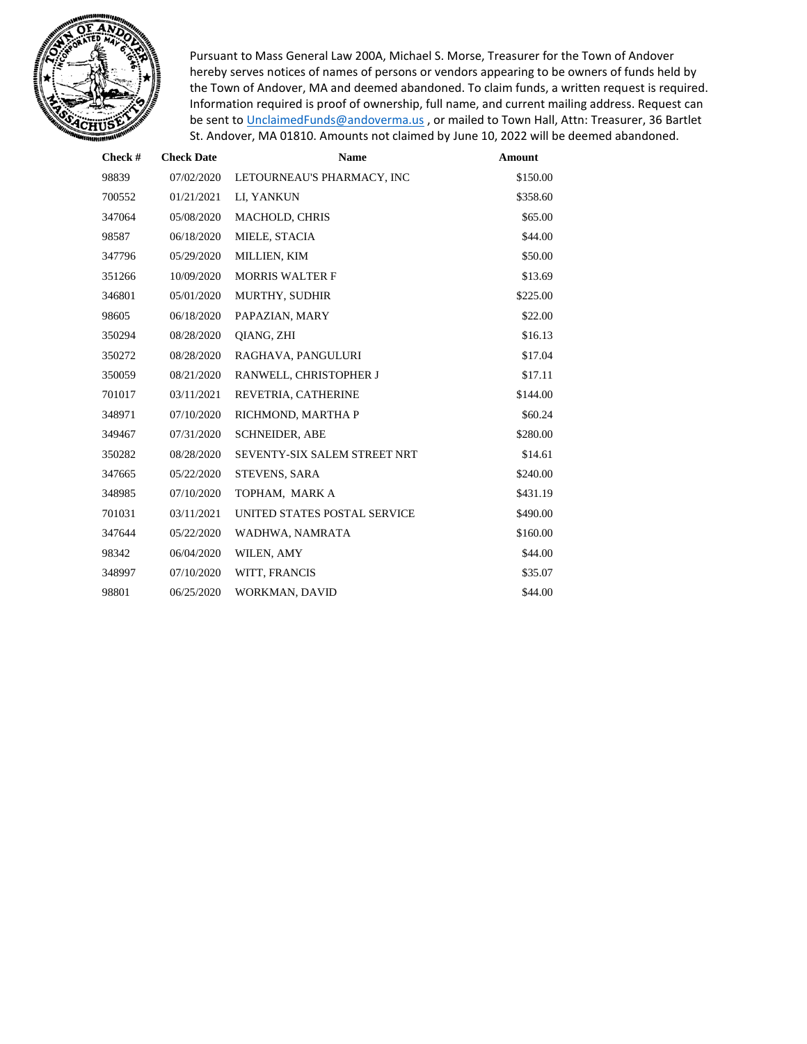Pursuant to Mass General Law 200A, Michael S. Morse, Treasurer for the Town of Andover hereby serves notices of names of persons or vendors appearing to be owners of funds held by the Town of Andover, MA and deemed abandoned. To claim funds, a written request is required. Information required is proof of ownership, full name, and current mailing address. Request can be sent to UnclaimedFunds@andoverma.us , or mailed to Town Hall, Attn: Treasurer, 36 Bartlet St. Andover, MA 01810. Amounts not claimed by June 10, 2022 will be deemed abandoned.

| Check # | Check Date | Name | Amount |
|---|---|---|---|
| 98839 | 07/02/2020 | LETOURNEAU'S PHARMACY, INC | $150.00 |
| 700552 | 01/21/2021 | LI, YANKUN | $358.60 |
| 347064 | 05/08/2020 | MACHOLD, CHRIS | $65.00 |
| 98587 | 06/18/2020 | MIELE, STACIA | $44.00 |
| 347796 | 05/29/2020 | MILLIEN, KIM | $50.00 |
| 351266 | 10/09/2020 | MORRIS WALTER F | $13.69 |
| 346801 | 05/01/2020 | MURTHY, SUDHIR | $225.00 |
| 98605 | 06/18/2020 | PAPAZIAN, MARY | $22.00 |
| 350294 | 08/28/2020 | QIANG, ZHI | $16.13 |
| 350272 | 08/28/2020 | RAGHAVA, PANGULURI | $17.04 |
| 350059 | 08/21/2020 | RANWELL, CHRISTOPHER J | $17.11 |
| 701017 | 03/11/2021 | REVETRIA, CATHERINE | $144.00 |
| 348971 | 07/10/2020 | RICHMOND, MARTHA P | $60.24 |
| 349467 | 07/31/2020 | SCHNEIDER, ABE | $280.00 |
| 350282 | 08/28/2020 | SEVENTY-SIX SALEM STREET NRT | $14.61 |
| 347665 | 05/22/2020 | STEVENS, SARA | $240.00 |
| 348985 | 07/10/2020 | TOPHAM, MARK A | $431.19 |
| 701031 | 03/11/2021 | UNITED STATES POSTAL SERVICE | $490.00 |
| 347644 | 05/22/2020 | WADHWA, NAMRATA | $160.00 |
| 98342 | 06/04/2020 | WILEN, AMY | $44.00 |
| 348997 | 07/10/2020 | WITT, FRANCIS | $35.07 |
| 98801 | 06/25/2020 | WORKMAN, DAVID | $44.00 |